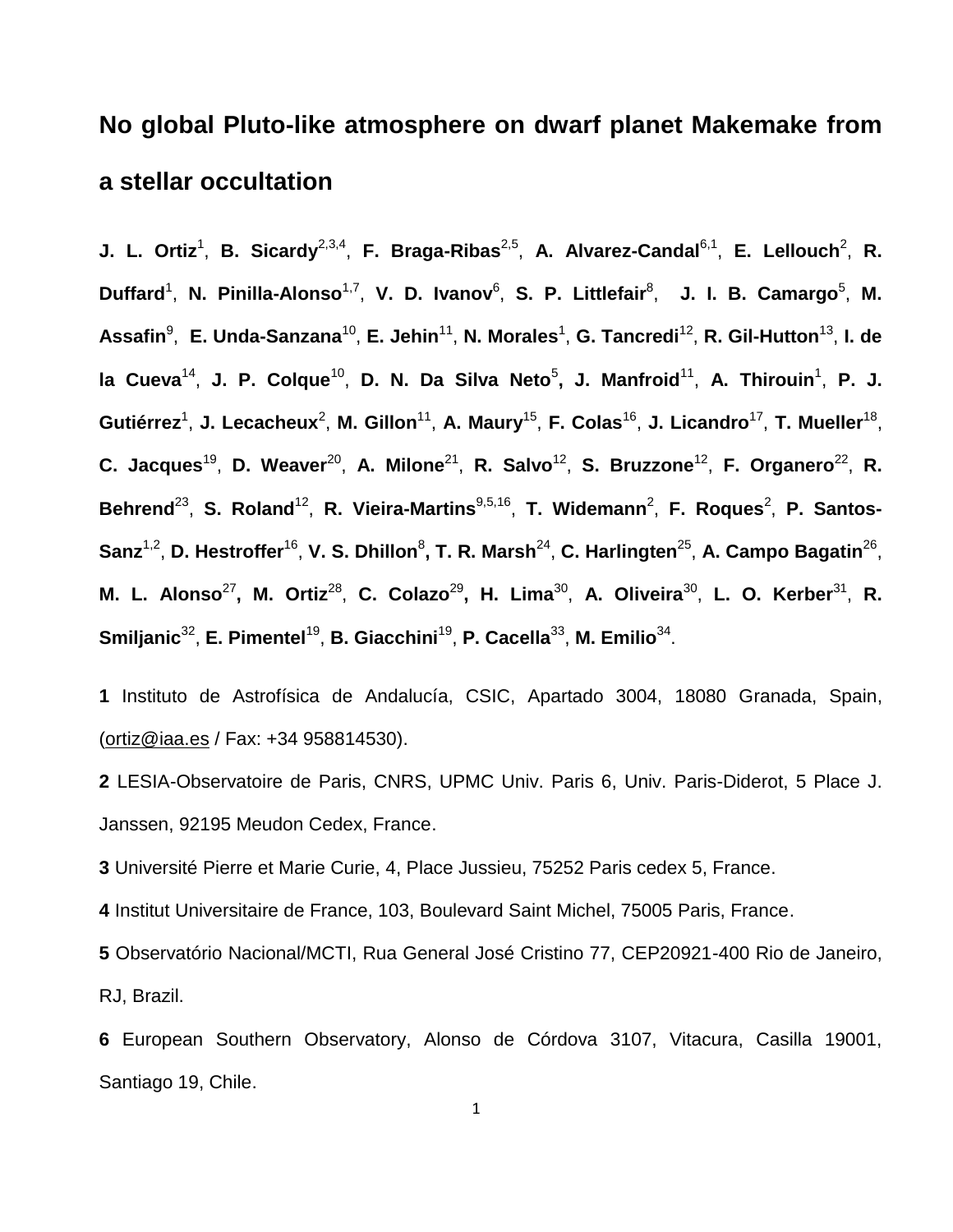# No global Pluto-like atmosphere on dwarf planet Makemake from a stellar occultation

**J. L. Ortiz**[1], **B. Sicardy**[2,3,4], **F. Braga-Ribas**[2,5], **A. Alvarez-Candal**[6,1], **E. Lellouch**[2], **R. Duffard**[1], **N. Pinilla-Alonso**[1,7], **V. D. Ivanov**[6], **S. P. Littlefair**[8], **J. I. B. Camargo**[5], **M. Assafin**[9], **E. Unda-Sanzana**[10], **E. Jehin**[11], **N. Morales**[1], **G. Tancredi**[12], **R. Gil-Hutton**[13], **I. de la Cueva**[14], **J. P. Colque**[10], **D. N. Da Silva Neto**[5], **J. Manfroid**[11], **A. Thirouin**[1], **P. J. Gutiérrez**[1], **J. Lecacheux**[2], **M. Gillon**[11], **A. Maury**[15], **F. Colas**[16], **J. Licandro**[17], **T. Mueller**[18], **C. Jacques**[19], **D. Weaver**[20], **A. Milone**[21], **R. Salvo**[12], **S. Bruzzone**[12], **F. Organero**[22], **R. Behrend**[23], **S. Roland**[12], **R. Vieira-Martins**[9,5,16], **T. Widemann**[2], **F. Roques**[2], **P. Santos-Sanz**[1,2], **D. Hestroffer**[16], **V. S. Dhillon**[8], **T. R. Marsh**[24], **C. Harlingten**[25], **A. Campo Bagatin**[26], **M. L. Alonso**[27], **M. Ortiz**[28], **C. Colazo**[29], **H. Lima**[30], **A. Oliveira**[30], **L. O. Kerber**[31], **R. Smiljanic**[32], **E. Pimentel**[19], **B. Giacchini**[19], **P. Cacella**[33], **M. Emilio**[34].

**1** Instituto de Astrofísica de Andalucía, CSIC, Apartado 3004, 18080 Granada, Spain, (ortiz@iaa.es / Fax: +34 958814530).

**2** LESIA-Observatoire de Paris, CNRS, UPMC Univ. Paris 6, Univ. Paris-Diderot, 5 Place J. Janssen, 92195 Meudon Cedex, France.

**3** Université Pierre et Marie Curie, 4, Place Jussieu, 75252 Paris cedex 5, France.

**4** Institut Universitaire de France, 103, Boulevard Saint Michel, 75005 Paris, France.

**5** Observatório Nacional/MCTI, Rua General José Cristino 77, CEP20921-400 Rio de Janeiro, RJ, Brazil.

**6** European Southern Observatory, Alonso de Córdova 3107, Vitacura, Casilla 19001, Santiago 19, Chile.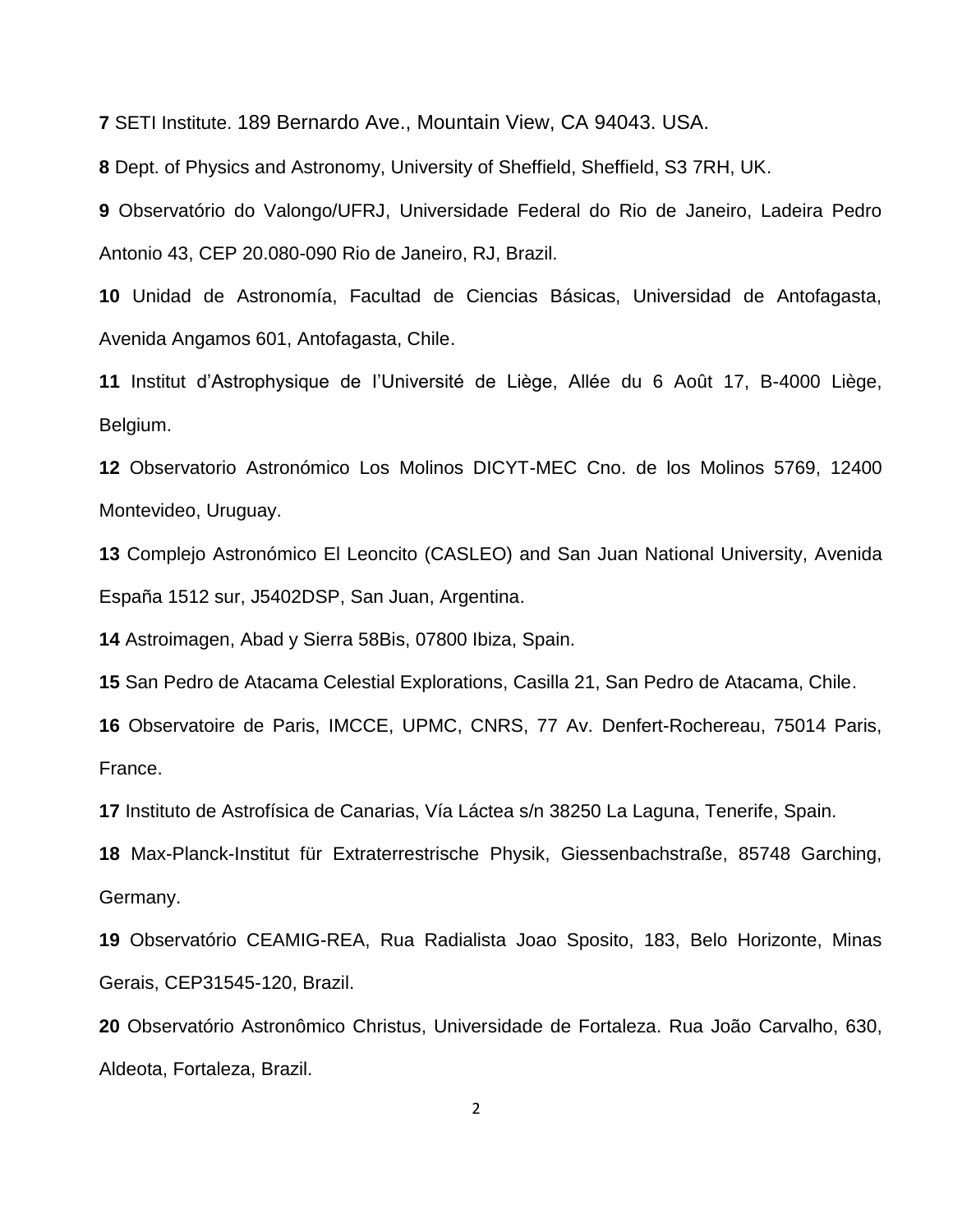**7** SETI Institute. 189 Bernardo Ave., Mountain View, CA 94043. USA.

**8** Dept. of Physics and Astronomy, University of Sheffield, Sheffield, S3 7RH, UK.

**9** Observatório do Valongo/UFRJ, Universidade Federal do Rio de Janeiro, Ladeira Pedro Antonio 43, CEP 20.080-090 Rio de Janeiro, RJ, Brazil.

**10** Unidad de Astronomía, Facultad de Ciencias Básicas, Universidad de Antofagasta, Avenida Angamos 601, Antofagasta, Chile.

**11** Institut d'Astrophysique de l'Université de Liège, Allée du 6 Août 17, B-4000 Liège, Belgium.

**12** Observatorio Astronómico Los Molinos DICYT-MEC Cno. de los Molinos 5769, 12400 Montevideo, Uruguay.

**13** Complejo Astronómico El Leoncito (CASLEO) and San Juan National University, Avenida España 1512 sur, J5402DSP, San Juan, Argentina.

**14** Astroimagen, Abad y Sierra 58Bis, 07800 Ibiza, Spain.

**15** San Pedro de Atacama Celestial Explorations, Casilla 21, San Pedro de Atacama, Chile.

**16** Observatoire de Paris, IMCCE, UPMC, CNRS, 77 Av. Denfert-Rochereau, 75014 Paris, France.

**17** Instituto de Astrofísica de Canarias, Vía Láctea s/n 38250 La Laguna, Tenerife, Spain.

**18** Max-Planck-Institut für Extraterrestrische Physik, Giessenbachstraße, 85748 Garching, Germany.

**19** Observatório CEAMIG-REA, Rua Radialista Joao Sposito, 183, Belo Horizonte, Minas Gerais, CEP31545-120, Brazil.

**20** Observatório Astronômico Christus, Universidade de Fortaleza. Rua João Carvalho, 630, Aldeota, Fortaleza, Brazil.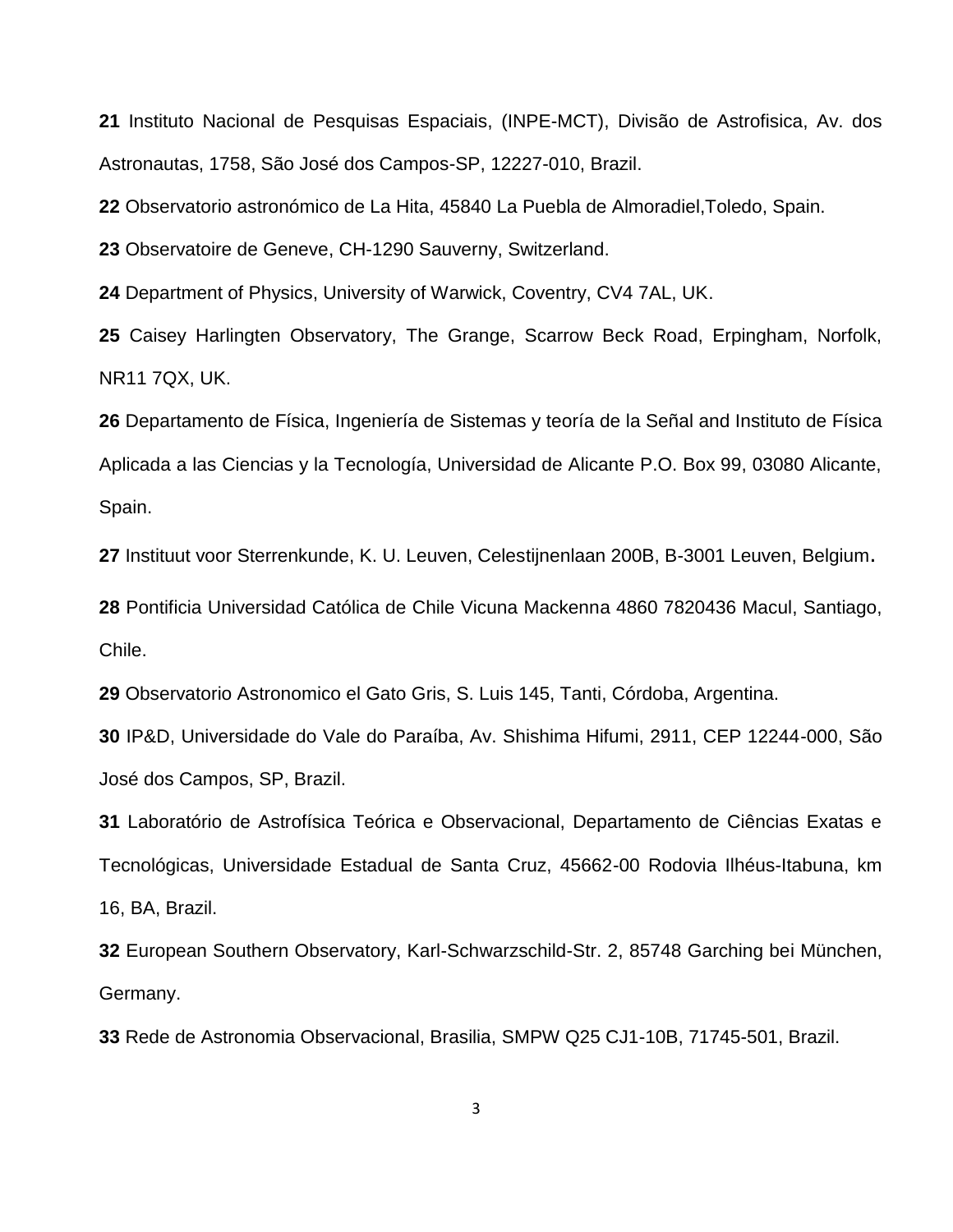**21** Instituto Nacional de Pesquisas Espaciais, (INPE-MCT), Divisão de Astrofisica, Av. dos Astronautas, 1758, São José dos Campos-SP, 12227-010, Brazil.

**22** Observatorio astronómico de La Hita, 45840 La Puebla de Almoradiel,Toledo, Spain.

**23** Observatoire de Geneve, CH-1290 Sauverny, Switzerland.

**24** Department of Physics, University of Warwick, Coventry, CV4 7AL, UK.

**25** Caisey Harlingten Observatory, The Grange, Scarrow Beck Road, Erpingham, Norfolk, NR11 7QX, UK.

**26** Departamento de Física, Ingeniería de Sistemas y teoría de la Señal and Instituto de Física Aplicada a las Ciencias y la Tecnología, Universidad de Alicante P.O. Box 99, 03080 Alicante, Spain.

**27** Instituut voor Sterrenkunde, K. U. Leuven, Celestijnenlaan 200B, B-3001 Leuven, Belgium.

**28** Pontificia Universidad Católica de Chile Vicuna Mackenna 4860 7820436 Macul, Santiago, Chile.

**29** Observatorio Astronomico el Gato Gris, S. Luis 145, Tanti, Córdoba, Argentina.

**30** IP&D, Universidade do Vale do Paraíba, Av. Shishima Hifumi, 2911, CEP 12244-000, São José dos Campos, SP, Brazil.

**31** Laboratório de Astrofísica Teórica e Observacional, Departamento de Ciências Exatas e Tecnológicas, Universidade Estadual de Santa Cruz, 45662-00 Rodovia Ilhéus-Itabuna, km 16, BA, Brazil.

**32** European Southern Observatory, Karl-Schwarzschild-Str. 2, 85748 Garching bei München, Germany.

**33** Rede de Astronomia Observacional, Brasilia, SMPW Q25 CJ1-10B, 71745-501, Brazil.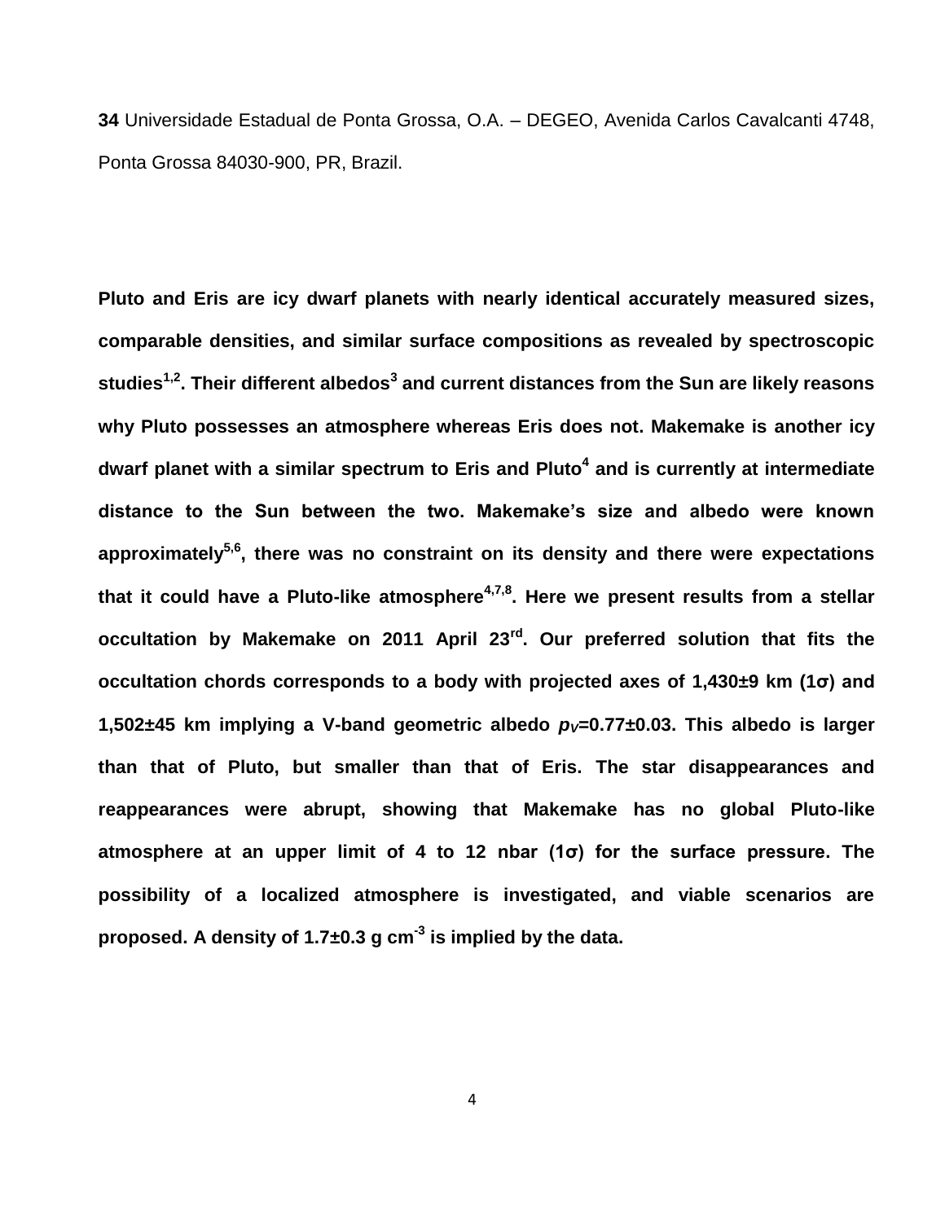**34** Universidade Estadual de Ponta Grossa, O.A. – DEGEO, Avenida Carlos Cavalcanti 4748, Ponta Grossa 84030-900, PR, Brazil.

**Pluto and Eris are icy dwarf planets with nearly identical accurately measured sizes, comparable densities, and similar surface compositions as revealed by spectroscopic studies[1,2]. Their different albedos[3] and current distances from the Sun are likely reasons why Pluto possesses an atmosphere whereas Eris does not. Makemake is another icy dwarf planet with a similar spectrum to Eris and Pluto[4] and is currently at intermediate distance to the Sun between the two. Makemake's size and albedo were known approximately[5,6], there was no constraint on its density and there were expectations that it could have a Pluto-like atmosphere[4,7,8]. Here we present results from a stellar occultation by Makemake on 2011 April 23rd. Our preferred solution that fits the occultation chords corresponds to a body with projected axes of 1,430±9 km (1σ) and 1,502±45 km implying a V-band geometric albedo $p_V$=0.77±0.03. This albedo is larger than that of Pluto, but smaller than that of Eris. The star disappearances and reappearances were abrupt, showing that Makemake has no global Pluto-like atmosphere at an upper limit of 4 to 12 nbar (1σ) for the surface pressure. The possibility of a localized atmosphere is investigated, and viable scenarios are proposed. A density of 1.7±0.3 g $cm^{-3}$ is implied by the data.**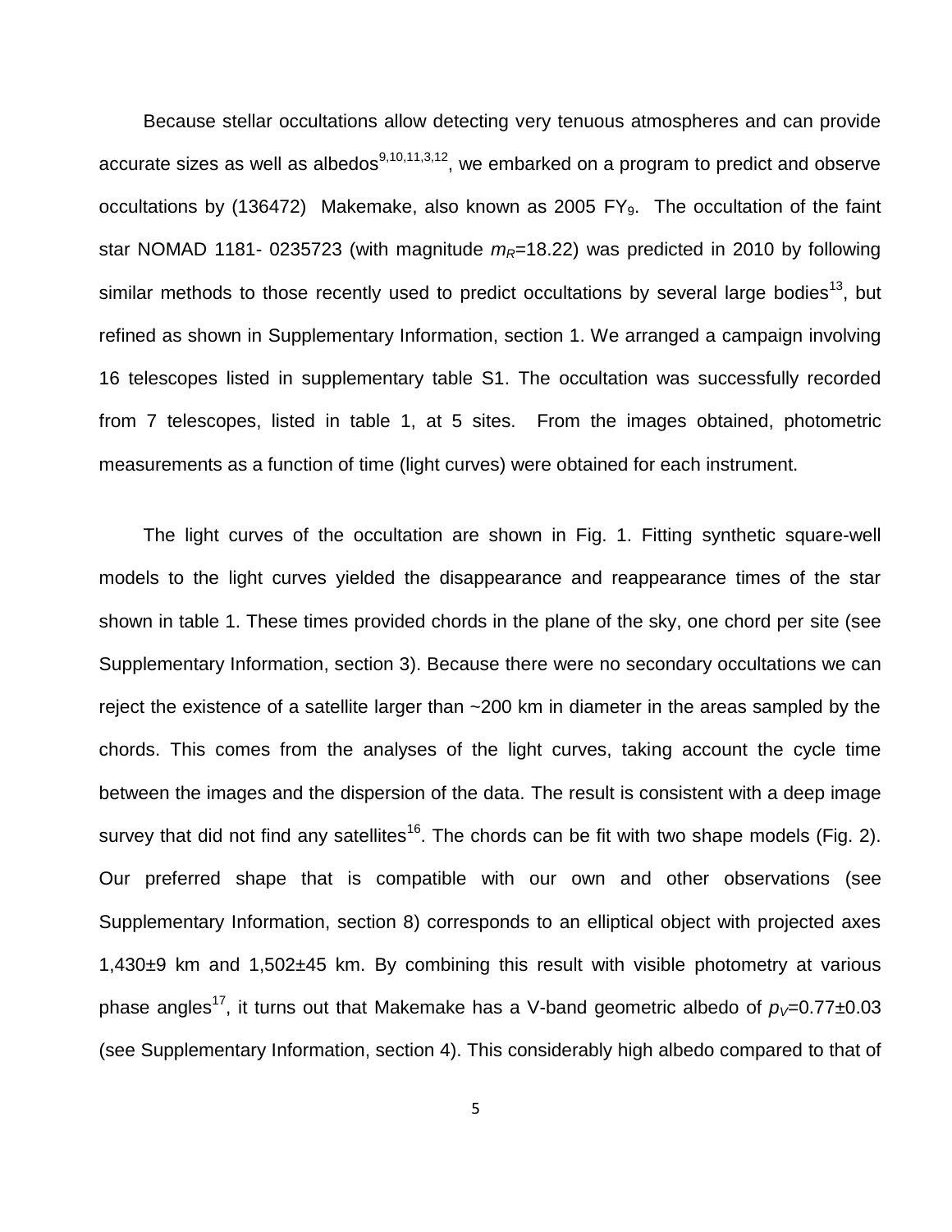Because stellar occultations allow detecting very tenuous atmospheres and can provide accurate sizes as well as albedos[9,10,11,3,12], we embarked on a program to predict and observe occultations by (136472) Makemake, also known as 2005 $FY_9$. The occultation of the faint star NOMAD 1181- 0235723 (with magnitude $m_R$=18.22) was predicted in 2010 by following similar methods to those recently used to predict occultations by several large bodies[13], but refined as shown in Supplementary Information, section 1. We arranged a campaign involving 16 telescopes listed in supplementary table S1. The occultation was successfully recorded from 7 telescopes, listed in table 1, at 5 sites. From the images obtained, photometric measurements as a function of time (light curves) were obtained for each instrument.

The light curves of the occultation are shown in Fig. 1. Fitting synthetic square-well models to the light curves yielded the disappearance and reappearance times of the star shown in table 1. These times provided chords in the plane of the sky, one chord per site (see Supplementary Information, section 3). Because there were no secondary occultations we can reject the existence of a satellite larger than ~200 km in diameter in the areas sampled by the chords. This comes from the analyses of the light curves, taking account the cycle time between the images and the dispersion of the data. The result is consistent with a deep image survey that did not find any satellites[16]. The chords can be fit with two shape models (Fig. 2). Our preferred shape that is compatible with our own and other observations (see Supplementary Information, section 8) corresponds to an elliptical object with projected axes 1,430±9 km and 1,502±45 km. By combining this result with visible photometry at various phase angles[17], it turns out that Makemake has a V-band geometric albedo of $p_V$=0.77±0.03 (see Supplementary Information, section 4). This considerably high albedo compared to that of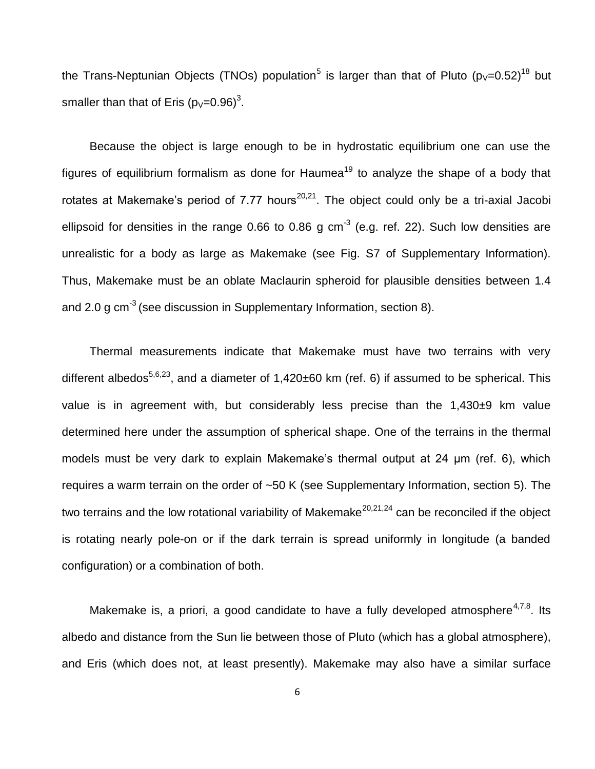the Trans-Neptunian Objects (TNOs) population[5] is larger than that of Pluto ($p_V$=0.52)[18] but smaller than that of Eris ($p_V$=0.96)[3].

Because the object is large enough to be in hydrostatic equilibrium one can use the figures of equilibrium formalism as done for Haumea[19] to analyze the shape of a body that rotates at Makemake's period of 7.77 hours[20,21]. The object could only be a tri-axial Jacobi ellipsoid for densities in the range 0.66 to 0.86 g $cm^{-3}$ (e.g. ref. 22). Such low densities are unrealistic for a body as large as Makemake (see Fig. S7 of Supplementary Information). Thus, Makemake must be an oblate Maclaurin spheroid for plausible densities between 1.4 and 2.0 g $cm^{-3}$ (see discussion in Supplementary Information, section 8).

Thermal measurements indicate that Makemake must have two terrains with very different albedos[5,6,23], and a diameter of 1,420±60 km (ref. 6) if assumed to be spherical. This value is in agreement with, but considerably less precise than the 1,430±9 km value determined here under the assumption of spherical shape. One of the terrains in the thermal models must be very dark to explain Makemake's thermal output at 24 μm (ref. 6), which requires a warm terrain on the order of ~50 K (see Supplementary Information, section 5). The two terrains and the low rotational variability of Makemake[20,21,24] can be reconciled if the object is rotating nearly pole-on or if the dark terrain is spread uniformly in longitude (a banded configuration) or a combination of both.

Makemake is, a priori, a good candidate to have a fully developed atmosphere[4,7,8]. Its albedo and distance from the Sun lie between those of Pluto (which has a global atmosphere), and Eris (which does not, at least presently). Makemake may also have a similar surface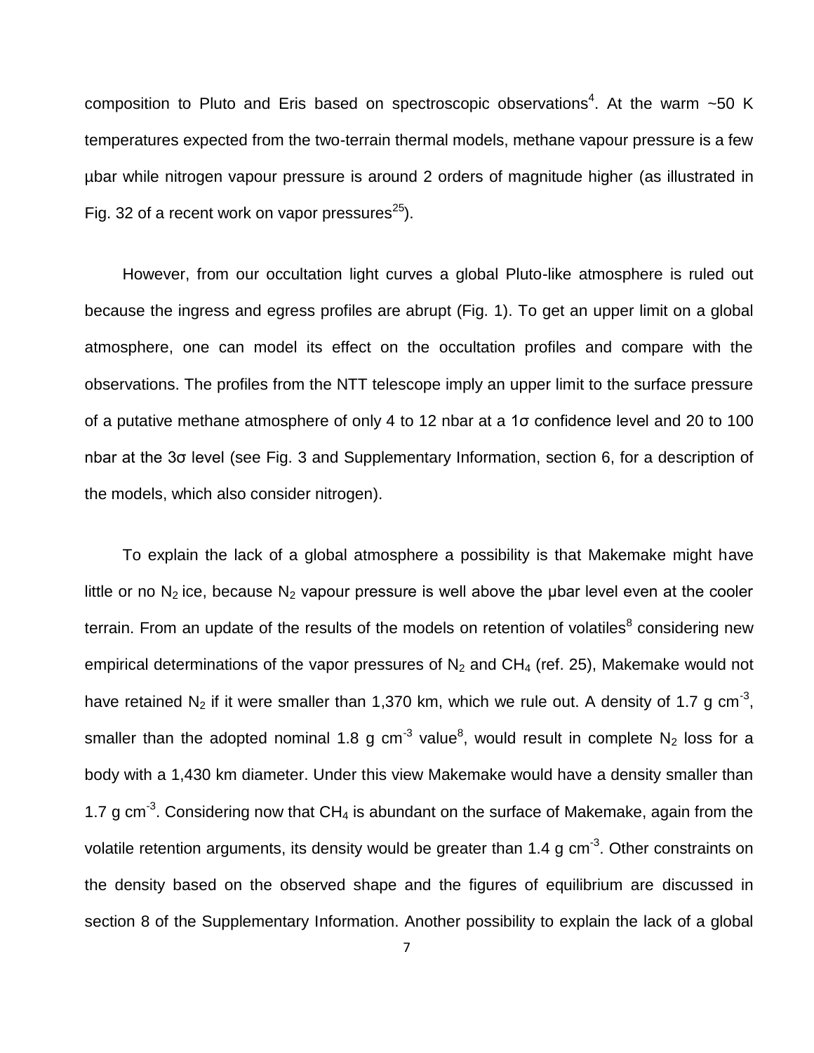composition to Pluto and Eris based on spectroscopic observations[4]. At the warm ~50 K temperatures expected from the two-terrain thermal models, methane vapour pressure is a few μbar while nitrogen vapour pressure is around 2 orders of magnitude higher (as illustrated in Fig. 32 of a recent work on vapor pressures[25]).

However, from our occultation light curves a global Pluto-like atmosphere is ruled out because the ingress and egress profiles are abrupt (Fig. 1). To get an upper limit on a global atmosphere, one can model its effect on the occultation profiles and compare with the observations. The profiles from the NTT telescope imply an upper limit to the surface pressure of a putative methane atmosphere of only 4 to 12 nbar at a 1σ confidence level and 20 to 100 nbar at the 3σ level (see Fig. 3 and Supplementary Information, section 6, for a description of the models, which also consider nitrogen).

To explain the lack of a global atmosphere a possibility is that Makemake might have little or no $N_2$ ice, because $N_2$ vapour pressure is well above the μbar level even at the cooler terrain. From an update of the results of the models on retention of volatiles[8] considering new empirical determinations of the vapor pressures of $N_2$ and $CH_4$ (ref. 25), Makemake would not have retained $N_2$ if it were smaller than 1,370 km, which we rule out. A density of 1.7 g cm$^{-3}$, smaller than the adopted nominal 1.8 g cm$^{-3}$ value[8], would result in complete $N_2$ loss for a body with a 1,430 km diameter. Under this view Makemake would have a density smaller than 1.7 g cm$^{-3}$. Considering now that $CH_4$ is abundant on the surface of Makemake, again from the volatile retention arguments, its density would be greater than 1.4 g cm$^{-3}$. Other constraints on the density based on the observed shape and the figures of equilibrium are discussed in section 8 of the Supplementary Information. Another possibility to explain the lack of a global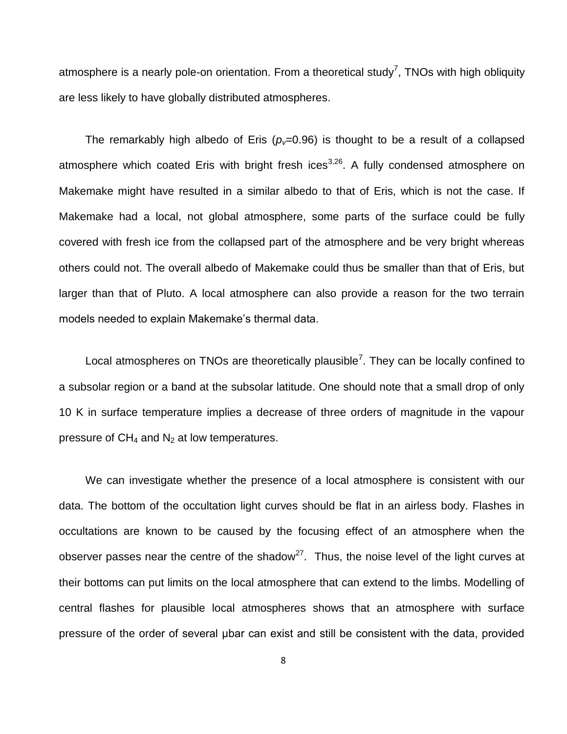atmosphere is a nearly pole-on orientation. From a theoretical study[7], TNOs with high obliquity are less likely to have globally distributed atmospheres.

The remarkably high albedo of Eris ($p_v$=0.96) is thought to be a result of a collapsed atmosphere which coated Eris with bright fresh ices[3,26]. A fully condensed atmosphere on Makemake might have resulted in a similar albedo to that of Eris, which is not the case. If Makemake had a local, not global atmosphere, some parts of the surface could be fully covered with fresh ice from the collapsed part of the atmosphere and be very bright whereas others could not. The overall albedo of Makemake could thus be smaller than that of Eris, but larger than that of Pluto. A local atmosphere can also provide a reason for the two terrain models needed to explain Makemake's thermal data.

Local atmospheres on TNOs are theoretically plausible[7]. They can be locally confined to a subsolar region or a band at the subsolar latitude. One should note that a small drop of only 10 K in surface temperature implies a decrease of three orders of magnitude in the vapour pressure of $CH_4$ and $N_2$ at low temperatures.

We can investigate whether the presence of a local atmosphere is consistent with our data. The bottom of the occultation light curves should be flat in an airless body. Flashes in occultations are known to be caused by the focusing effect of an atmosphere when the observer passes near the centre of the shadow[27]. Thus, the noise level of the light curves at their bottoms can put limits on the local atmosphere that can extend to the limbs. Modelling of central flashes for plausible local atmospheres shows that an atmosphere with surface pressure of the order of several μbar can exist and still be consistent with the data, provided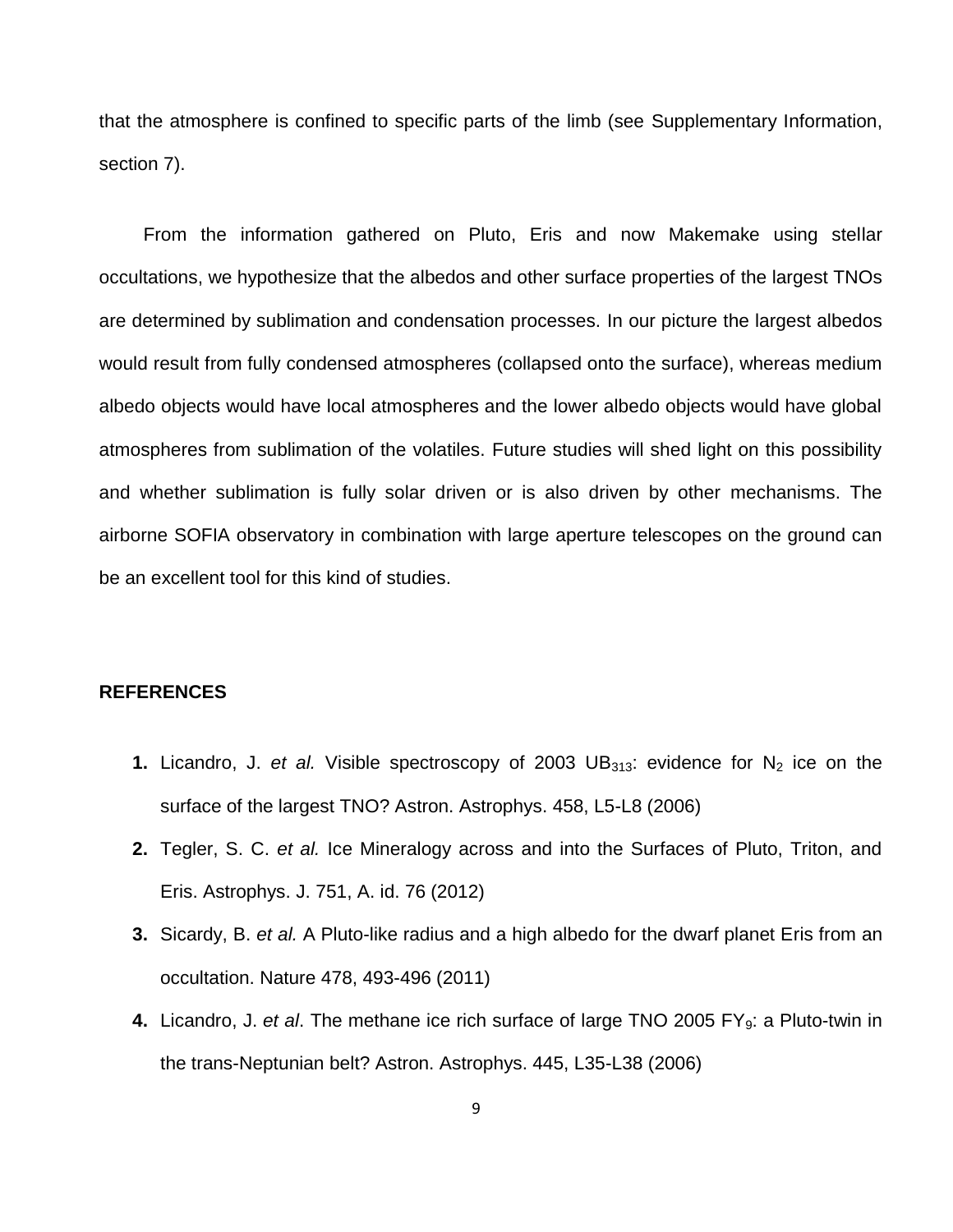that the atmosphere is confined to specific parts of the limb (see Supplementary Information, section 7).

From the information gathered on Pluto, Eris and now Makemake using stellar occultations, we hypothesize that the albedos and other surface properties of the largest TNOs are determined by sublimation and condensation processes. In our picture the largest albedos would result from fully condensed atmospheres (collapsed onto the surface), whereas medium albedo objects would have local atmospheres and the lower albedo objects would have global atmospheres from sublimation of the volatiles. Future studies will shed light on this possibility and whether sublimation is fully solar driven or is also driven by other mechanisms. The airborne SOFIA observatory in combination with large aperture telescopes on the ground can be an excellent tool for this kind of studies.

## REFERENCES

1. Licandro, J. *et al.* Visible spectroscopy of 2003 $UB_{313}$: evidence for $N_2$ ice on the surface of the largest TNO? Astron. Astrophys. 458, L5-L8 (2006)
2. Tegler, S. C. *et al.* Ice Mineralogy across and into the Surfaces of Pluto, Triton, and Eris. Astrophys. J. 751, A. id. 76 (2012)
3. Sicardy, B. *et al.* A Pluto-like radius and a high albedo for the dwarf planet Eris from an occultation. Nature 478, 493-496 (2011)
4. Licandro, J. *et al*. The methane ice rich surface of large TNO 2005 $FY_9$: a Pluto-twin in the trans-Neptunian belt? Astron. Astrophys. 445, L35-L38 (2006)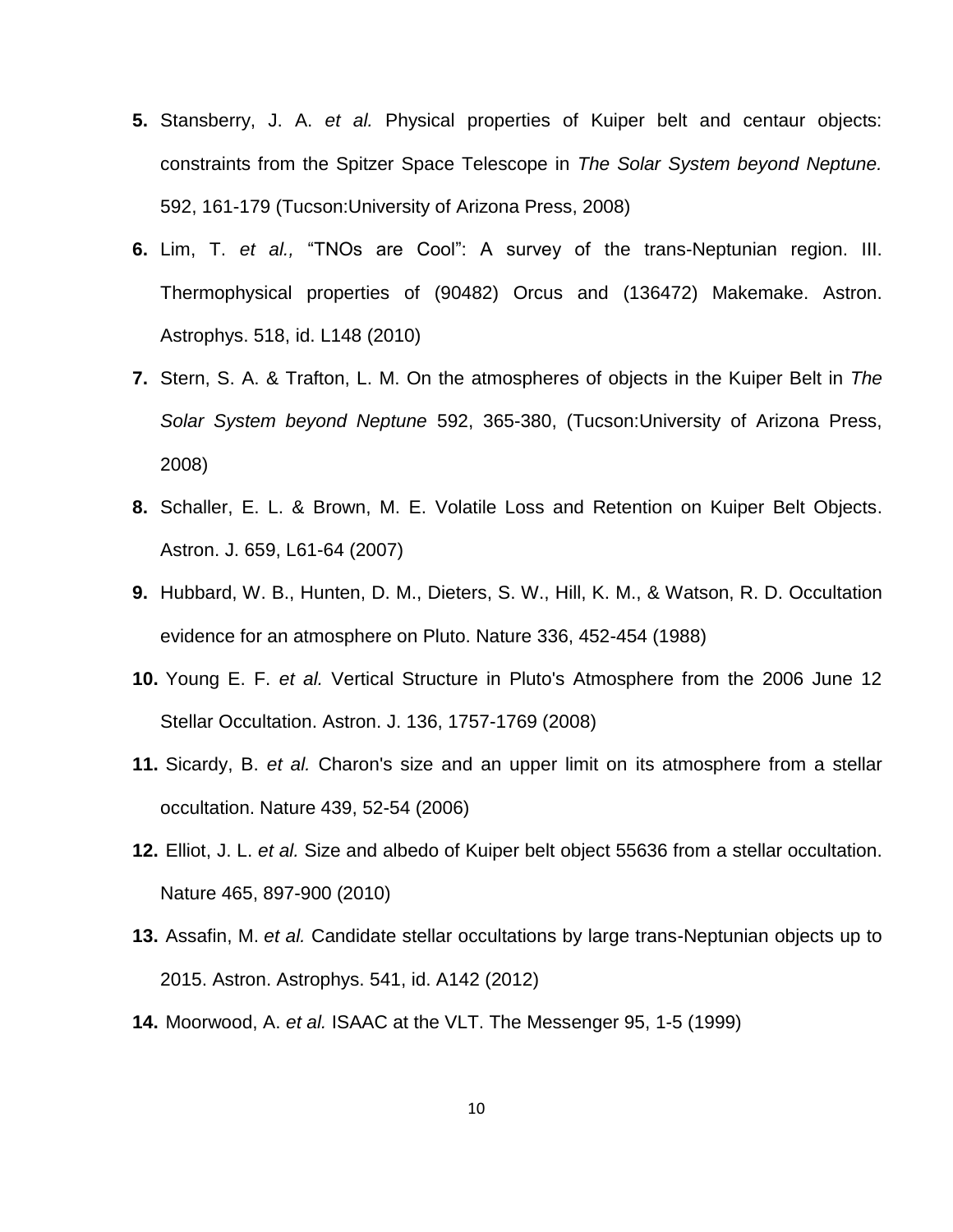**5.** Stansberry, J. A. *et al.* Physical properties of Kuiper belt and centaur objects: constraints from the Spitzer Space Telescope in *The Solar System beyond Neptune.* 592, 161-179 (Tucson:University of Arizona Press, 2008)

**6.** Lim, T. *et al.,* "TNOs are Cool": A survey of the trans-Neptunian region. III. Thermophysical properties of (90482) Orcus and (136472) Makemake. Astron. Astrophys. 518, id. L148 (2010)

**7.** Stern, S. A. & Trafton, L. M. On the atmospheres of objects in the Kuiper Belt in *The Solar System beyond Neptune* 592, 365-380, (Tucson:University of Arizona Press, 2008)

**8.** Schaller, E. L. & Brown, M. E. Volatile Loss and Retention on Kuiper Belt Objects. Astron. J. 659, L61-64 (2007)

**9.** Hubbard, W. B., Hunten, D. M., Dieters, S. W., Hill, K. M., & Watson, R. D. Occultation evidence for an atmosphere on Pluto. Nature 336, 452-454 (1988)

**10.** Young E. F. *et al.* Vertical Structure in Pluto's Atmosphere from the 2006 June 12 Stellar Occultation. Astron. J. 136, 1757-1769 (2008)

**11.** Sicardy, B. *et al.* Charon's size and an upper limit on its atmosphere from a stellar occultation. Nature 439, 52-54 (2006)

**12.** Elliot, J. L. *et al.* Size and albedo of Kuiper belt object 55636 from a stellar occultation. Nature 465, 897-900 (2010)

**13.** Assafin, M. *et al.* Candidate stellar occultations by large trans-Neptunian objects up to 2015. Astron. Astrophys. 541, id. A142 (2012)

**14.** Moorwood, A. *et al.* ISAAC at the VLT. The Messenger 95, 1-5 (1999)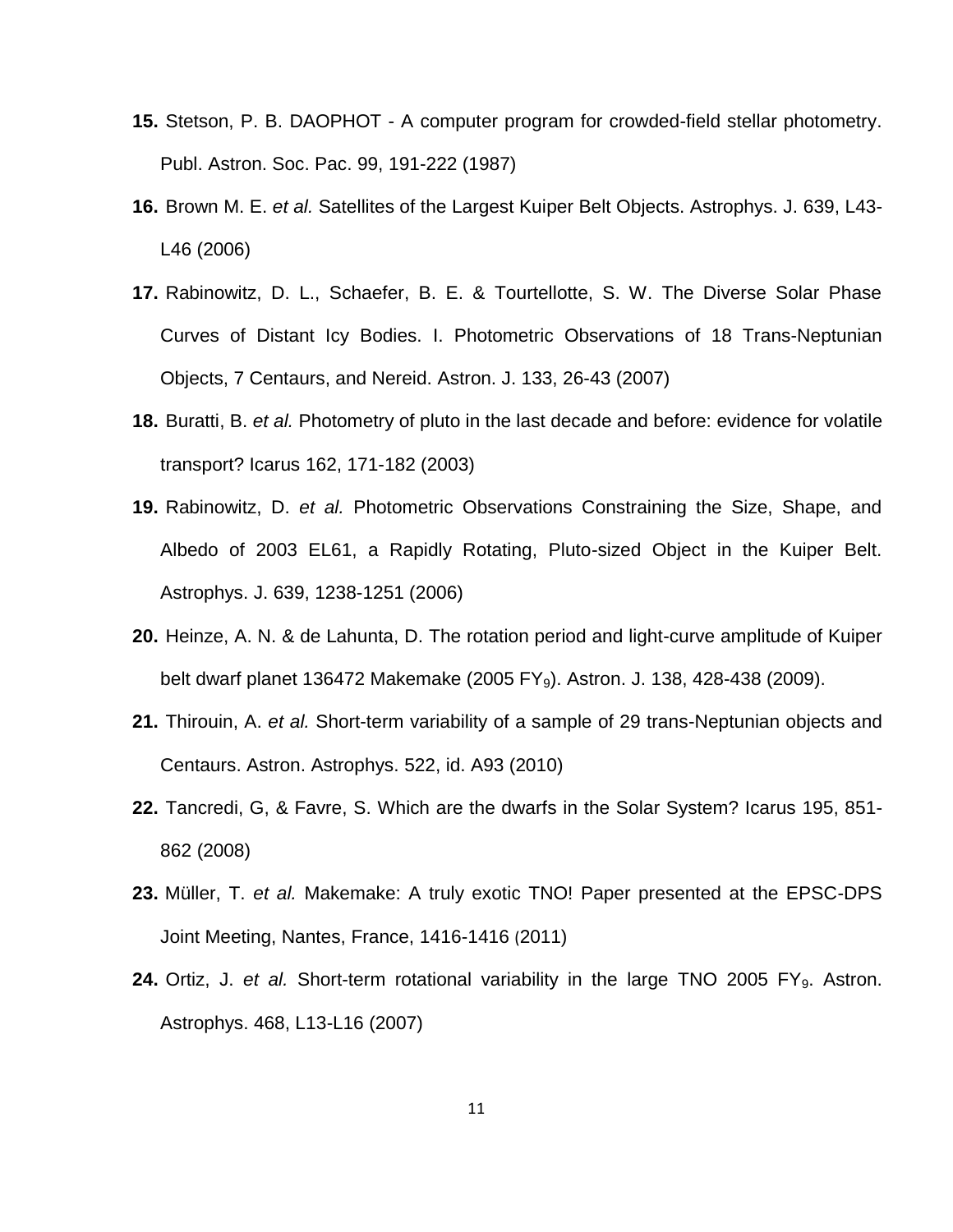**15.** Stetson, P. B. DAOPHOT - A computer program for crowded-field stellar photometry. Publ. Astron. Soc. Pac. 99, 191-222 (1987)

**16.** Brown M. E. *et al.* Satellites of the Largest Kuiper Belt Objects. Astrophys. J. 639, L43-L46 (2006)

**17.** Rabinowitz, D. L., Schaefer, B. E. & Tourtellotte, S. W. The Diverse Solar Phase Curves of Distant Icy Bodies. I. Photometric Observations of 18 Trans-Neptunian Objects, 7 Centaurs, and Nereid. Astron. J. 133, 26-43 (2007)

**18.** Buratti, B. *et al.* Photometry of pluto in the last decade and before: evidence for volatile transport? Icarus 162, 171-182 (2003)

**19.** Rabinowitz, D. *et al.* Photometric Observations Constraining the Size, Shape, and Albedo of 2003 EL61, a Rapidly Rotating, Pluto-sized Object in the Kuiper Belt. Astrophys. J. 639, 1238-1251 (2006)

**20.** Heinze, A. N. & de Lahunta, D. The rotation period and light-curve amplitude of Kuiper belt dwarf planet 136472 Makemake (2005 $FY_9$). Astron. J. 138, 428-438 (2009).

**21.** Thirouin, A. *et al.* Short-term variability of a sample of 29 trans-Neptunian objects and Centaurs. Astron. Astrophys. 522, id. A93 (2010)

**22.** Tancredi, G, & Favre, S. Which are the dwarfs in the Solar System? Icarus 195, 851-862 (2008)

**23.** Müller, T. *et al.* Makemake: A truly exotic TNO! Paper presented at the EPSC-DPS Joint Meeting, Nantes, France, 1416-1416 (2011)

**24.** Ortiz, J. *et al.* Short-term rotational variability in the large TNO 2005 $FY_9$. Astron. Astrophys. 468, L13-L16 (2007)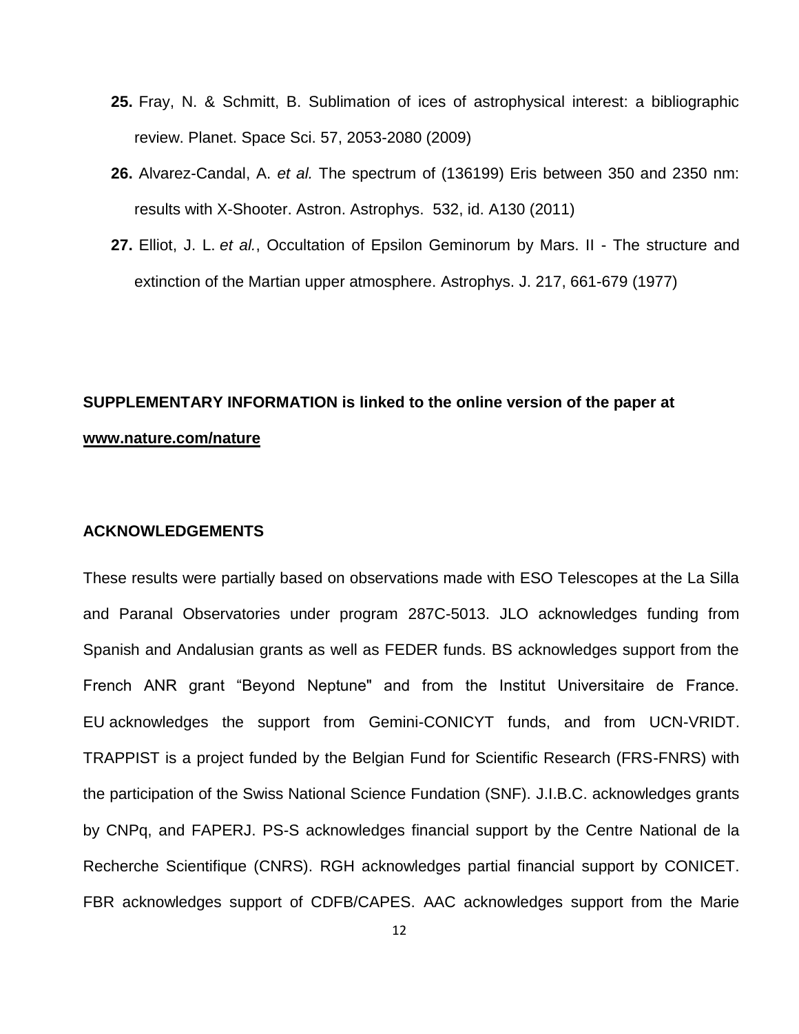25. **25.** Fray, N. & Schmitt, B. Sublimation of ices of astrophysical interest: a bibliographic review. Planet. Space Sci. 57, 2053-2080 (2009)
26. **26.** Alvarez-Candal, A. *et al.* The spectrum of (136199) Eris between 350 and 2350 nm: results with X-Shooter. Astron. Astrophys. 532, id. A130 (2011)
27. **27.** Elliot, J. L. *et al.*, Occultation of Epsilon Geminorum by Mars. II - The structure and extinction of the Martian upper atmosphere. Astrophys. J. 217, 661-679 (1977)

**SUPPLEMENTARY INFORMATION is linked to the online version of the paper at [www.nature.com/nature](www.nature.com/nature)**

## ACKNOWLEDGEMENTS

These results were partially based on observations made with ESO Telescopes at the La Silla and Paranal Observatories under program 287C-5013. JLO acknowledges funding from Spanish and Andalusian grants as well as FEDER funds. BS acknowledges support from the French ANR grant "Beyond Neptune" and from the Institut Universitaire de France. EU acknowledges the support from Gemini-CONICYT funds, and from UCN-VRIDT. TRAPPIST is a project funded by the Belgian Fund for Scientific Research (FRS-FNRS) with the participation of the Swiss National Science Fundation (SNF). J.I.B.C. acknowledges grants by CNPq, and FAPERJ. PS-S acknowledges financial support by the Centre National de la Recherche Scientifique (CNRS). RGH acknowledges partial financial support by CONICET. FBR acknowledges support of CDFB/CAPES. AAC acknowledges support from the Marie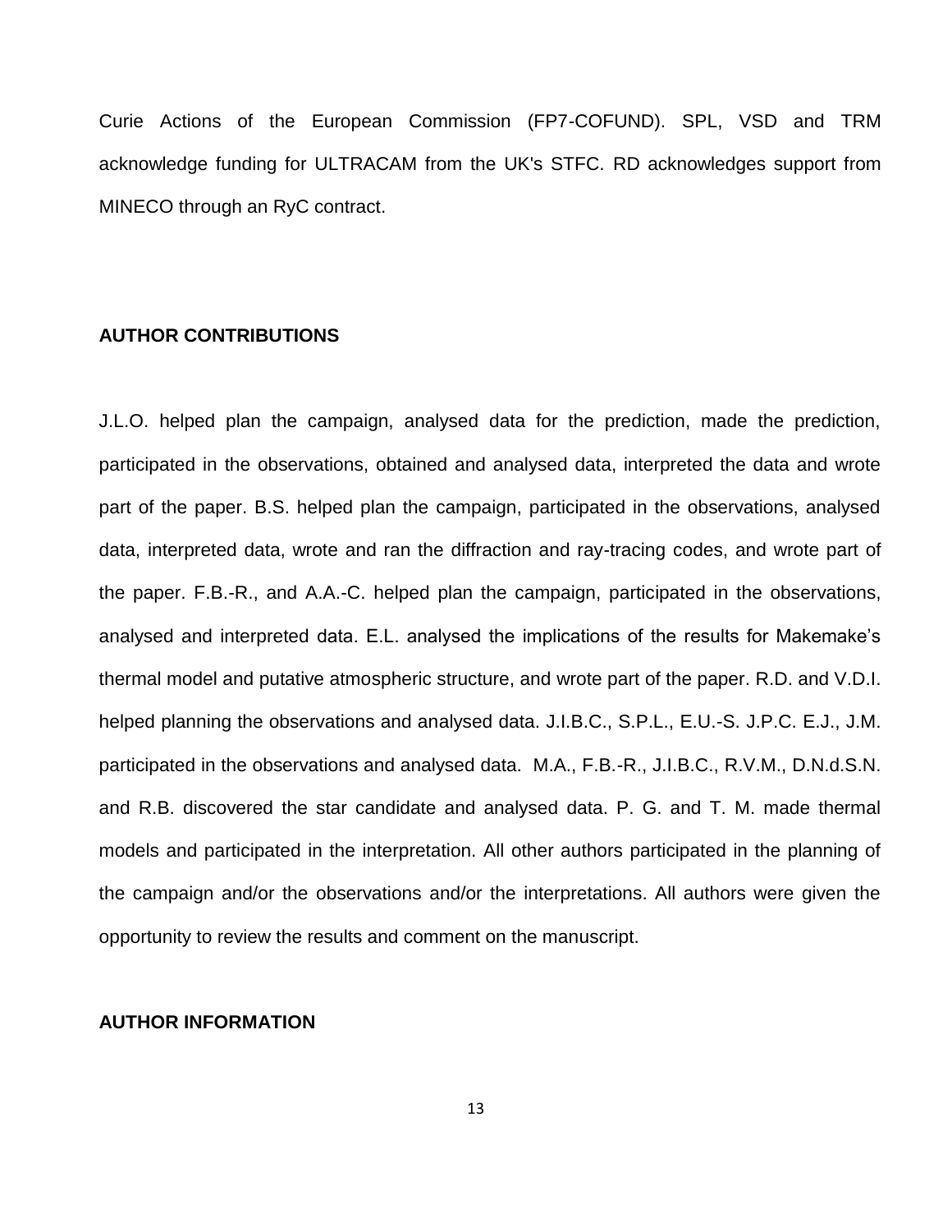Curie Actions of the European Commission (FP7-COFUND). SPL, VSD and TRM acknowledge funding for ULTRACAM from the UK's STFC. RD acknowledges support from MINECO through an RyC contract.

## AUTHOR CONTRIBUTIONS

J.L.O. helped plan the campaign, analysed data for the prediction, made the prediction, participated in the observations, obtained and analysed data, interpreted the data and wrote part of the paper. B.S. helped plan the campaign, participated in the observations, analysed data, interpreted data, wrote and ran the diffraction and ray-tracing codes, and wrote part of the paper. F.B.-R., and A.A.-C. helped plan the campaign, participated in the observations, analysed and interpreted data. E.L. analysed the implications of the results for Makemake's thermal model and putative atmospheric structure, and wrote part of the paper. R.D. and V.D.I. helped planning the observations and analysed data. J.I.B.C., S.P.L., E.U.-S. J.P.C. E.J., J.M. participated in the observations and analysed data. M.A., F.B.-R., J.I.B.C., R.V.M., D.N.d.S.N. and R.B. discovered the star candidate and analysed data. P. G. and T. M. made thermal models and participated in the interpretation. All other authors participated in the planning of the campaign and/or the observations and/or the interpretations. All authors were given the opportunity to review the results and comment on the manuscript.

## AUTHOR INFORMATION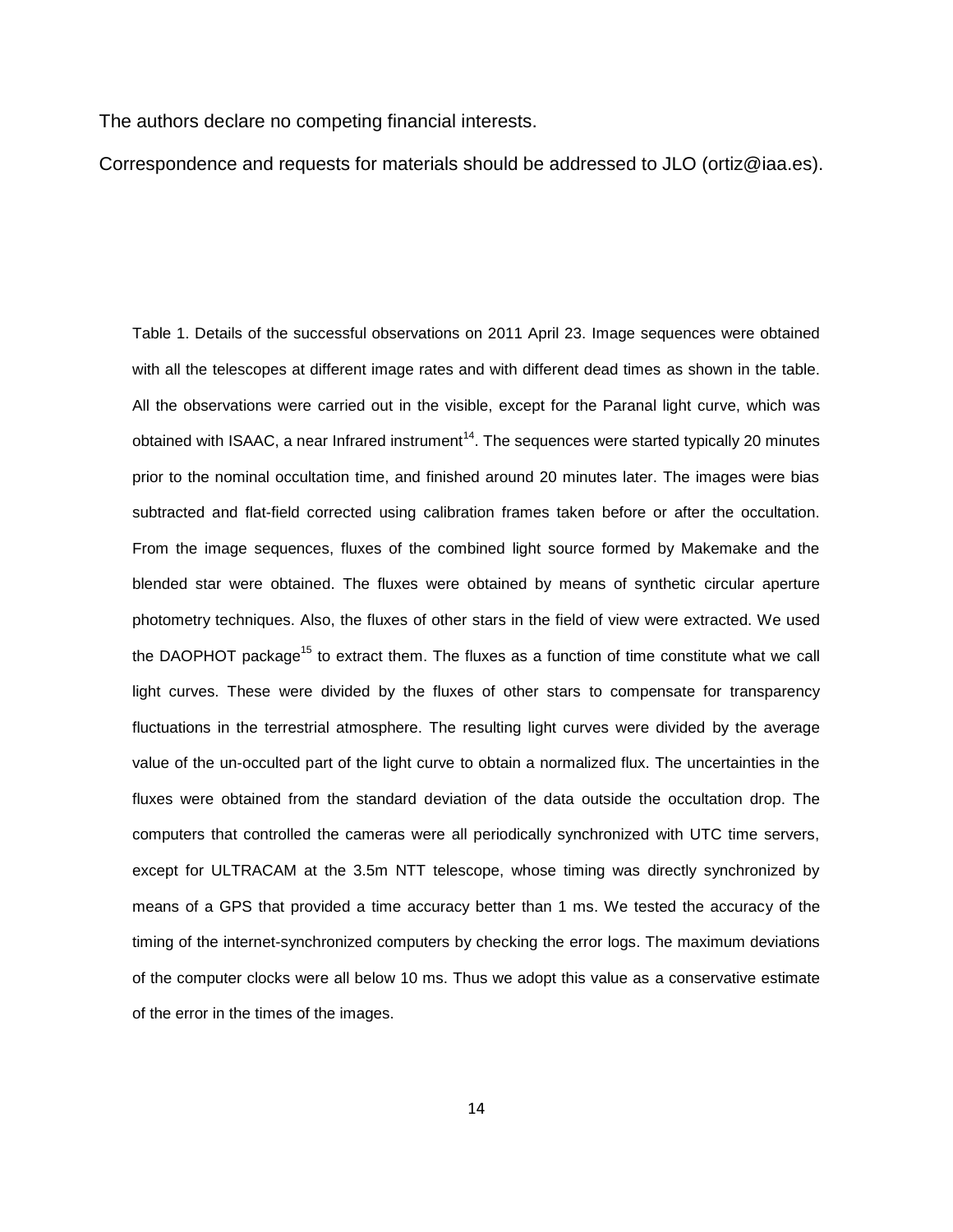The authors declare no competing financial interests.

Correspondence and requests for materials should be addressed to JLO (ortiz@iaa.es).

Table 1. Details of the successful observations on 2011 April 23. Image sequences were obtained with all the telescopes at different image rates and with different dead times as shown in the table. All the observations were carried out in the visible, except for the Paranal light curve, which was obtained with ISAAC, a near Infrared instrument[14]. The sequences were started typically 20 minutes prior to the nominal occultation time, and finished around 20 minutes later. The images were bias subtracted and flat-field corrected using calibration frames taken before or after the occultation. From the image sequences, fluxes of the combined light source formed by Makemake and the blended star were obtained. The fluxes were obtained by means of synthetic circular aperture photometry techniques. Also, the fluxes of other stars in the field of view were extracted. We used the DAOPHOT package[15] to extract them. The fluxes as a function of time constitute what we call light curves. These were divided by the fluxes of other stars to compensate for transparency fluctuations in the terrestrial atmosphere. The resulting light curves were divided by the average value of the un-occulted part of the light curve to obtain a normalized flux. The uncertainties in the fluxes were obtained from the standard deviation of the data outside the occultation drop. The computers that controlled the cameras were all periodically synchronized with UTC time servers, except for ULTRACAM at the 3.5m NTT telescope, whose timing was directly synchronized by means of a GPS that provided a time accuracy better than 1 ms. We tested the accuracy of the timing of the internet-synchronized computers by checking the error logs. The maximum deviations of the computer clocks were all below 10 ms. Thus we adopt this value as a conservative estimate of the error in the times of the images.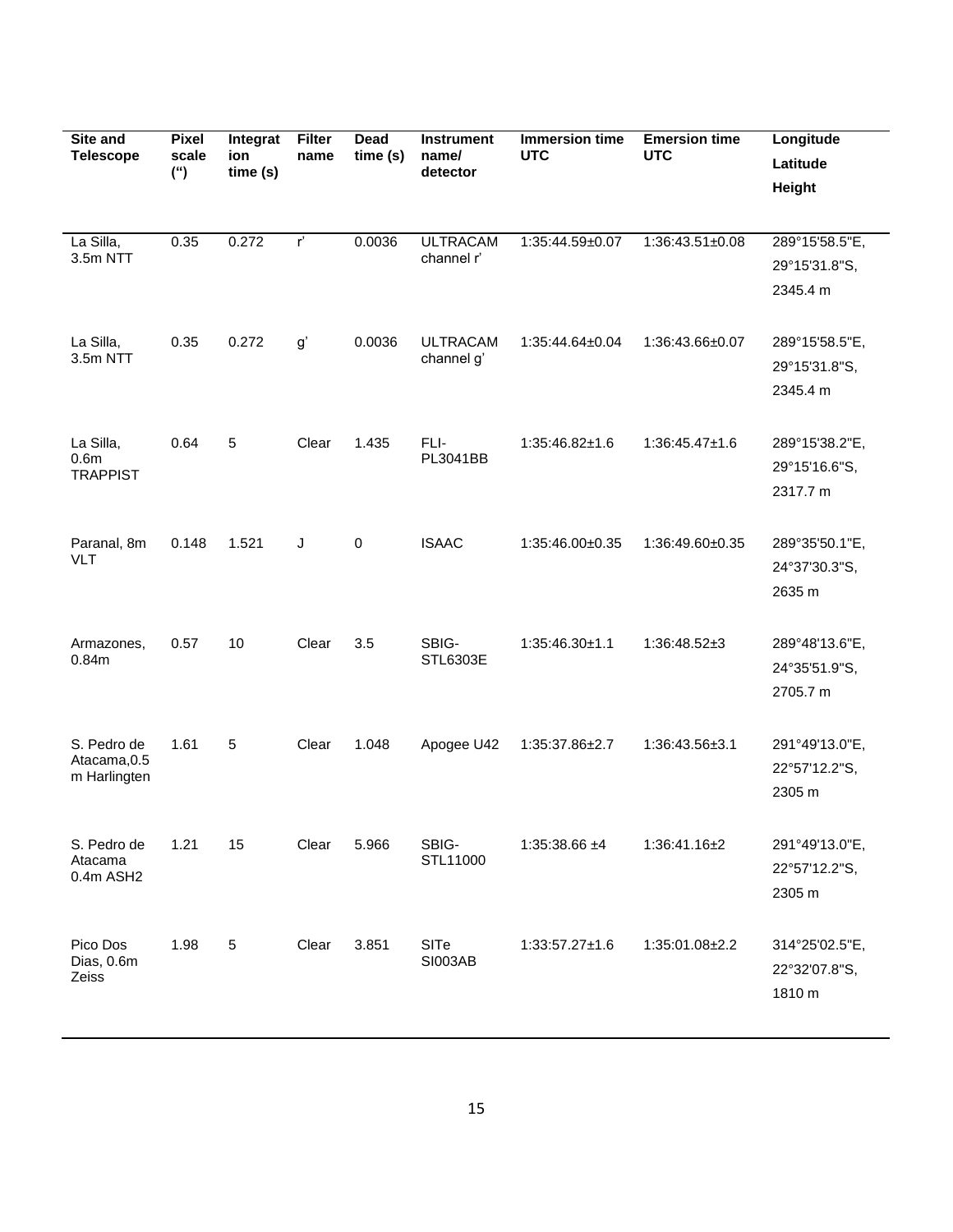| Site and Telescope | Pixel scale (") | Integration time (s) | Filter name | Dead time (s) | Instrument name/ detector | Immersion time UTC | Emersion time UTC | Longitude Latitude Height |
|---|---|---|---|---|---|---|---|---|
| La Silla, 3.5m NTT | 0.35 | 0.272 | r' | 0.0036 | ULTRACAM channel r' | 1:35:44.59±0.07 | 1:36:43.51±0.08 | 289°15'58.5"E, 29°15'31.8"S, 2345.4 m |
| La Silla, 3.5m NTT | 0.35 | 0.272 | g' | 0.0036 | ULTRACAM channel g' | 1:35:44.64±0.04 | 1:36:43.66±0.07 | 289°15'58.5"E, 29°15'31.8"S, 2345.4 m |
| La Silla, 0.6m TRAPPIST | 0.64 | 5 | Clear | 1.435 | FLI-PL3041BB | 1:35:46.82±1.6 | 1:36:45.47±1.6 | 289°15'38.2"E, 29°15'16.6"S, 2317.7 m |
| Paranal, 8m VLT | 0.148 | 1.521 | J | 0 | ISAAC | 1:35:46.00±0.35 | 1:36:49.60±0.35 | 289°35'50.1"E, 24°37'30.3"S, 2635 m |
| Armazones, 0.84m | 0.57 | 10 | Clear | 3.5 | SBIG-STL6303E | 1:35:46.30±1.1 | 1:36:48.52±3 | 289°48'13.6"E, 24°35'51.9"S, 2705.7 m |
| S. Pedro de Atacama,0.5 m Harlingten | 1.61 | 5 | Clear | 1.048 | Apogee U42 | 1:35:37.86±2.7 | 1:36:43.56±3.1 | 291°49'13.0"E, 22°57'12.2"S, 2305 m |
| S. Pedro de Atacama 0.4m ASH2 | 1.21 | 15 | Clear | 5.966 | SBIG-STL11000 | 1:35:38.66 ±4 | 1:36:41.16±2 | 291°49'13.0"E, 22°57'12.2"S, 2305 m |
| Pico Dos Dias, 0.6m Zeiss | 1.98 | 5 | Clear | 3.851 | SITe SI003AB | 1:33:57.27±1.6 | 1:35:01.08±2.2 | 314°25'02.5"E, 22°32'07.8"S, 1810 m |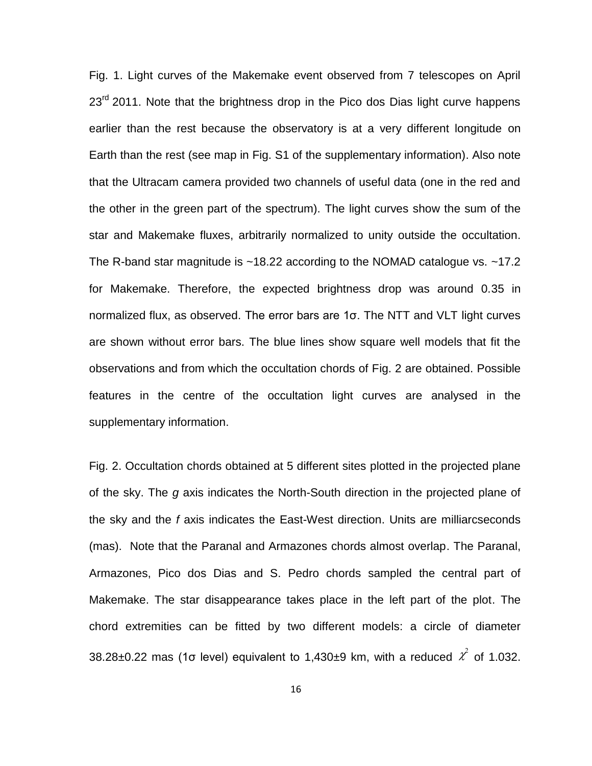Fig. 1. Light curves of the Makemake event observed from 7 telescopes on April 23rd 2011. Note that the brightness drop in the Pico dos Dias light curve happens earlier than the rest because the observatory is at a very different longitude on Earth than the rest (see map in Fig. S1 of the supplementary information). Also note that the Ultracam camera provided two channels of useful data (one in the red and the other in the green part of the spectrum). The light curves show the sum of the star and Makemake fluxes, arbitrarily normalized to unity outside the occultation. The R-band star magnitude is ~18.22 according to the NOMAD catalogue vs. ~17.2 for Makemake. Therefore, the expected brightness drop was around 0.35 in normalized flux, as observed. The error bars are 1σ. The NTT and VLT light curves are shown without error bars. The blue lines show square well models that fit the observations and from which the occultation chords of Fig. 2 are obtained. Possible features in the centre of the occultation light curves are analysed in the supplementary information.

Fig. 2. Occultation chords obtained at 5 different sites plotted in the projected plane of the sky. The *g* axis indicates the North-South direction in the projected plane of the sky and the *f* axis indicates the East-West direction. Units are milliarcseconds (mas). Note that the Paranal and Armazones chords almost overlap. The Paranal, Armazones, Pico dos Dias and S. Pedro chords sampled the central part of Makemake. The star disappearance takes place in the left part of the plot. The chord extremities can be fitted by two different models: a circle of diameter 38.28±0.22 mas (1σ level) equivalent to 1,430±9 km, with a reduced $\chi^2$ of 1.032.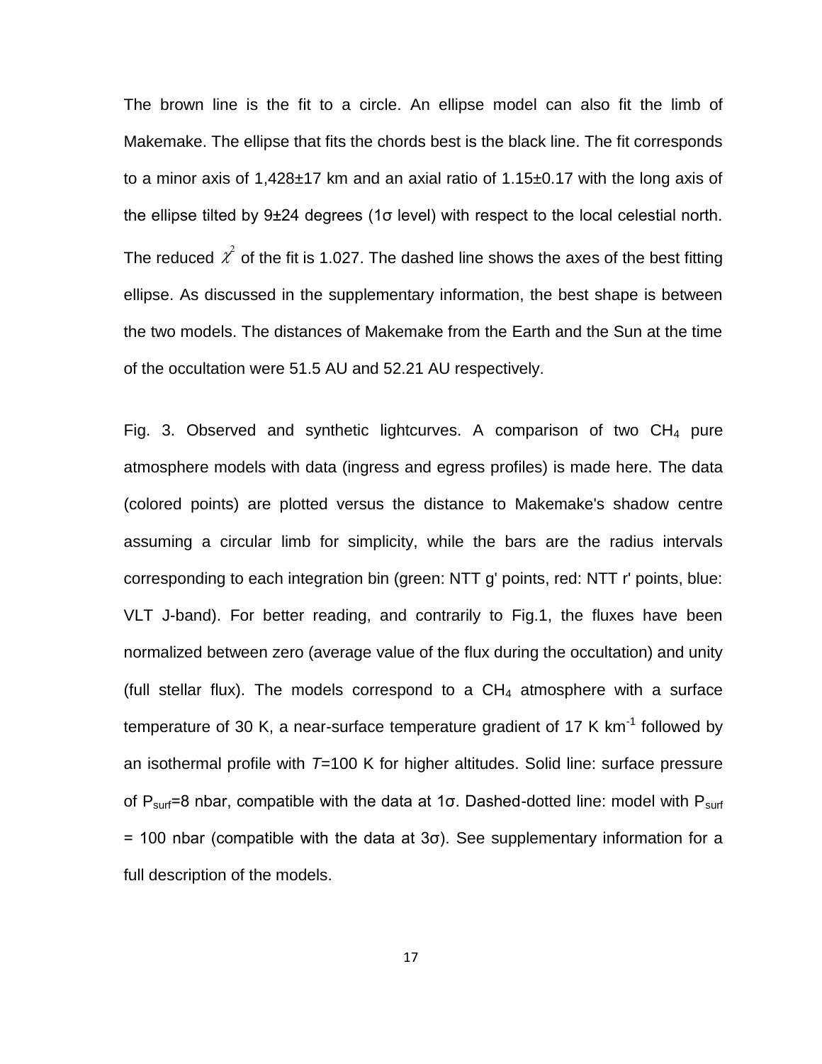The brown line is the fit to a circle. An ellipse model can also fit the limb of Makemake. The ellipse that fits the chords best is the black line. The fit corresponds to a minor axis of 1,428±17 km and an axial ratio of 1.15±0.17 with the long axis of the ellipse tilted by 9±24 degrees (1σ level) with respect to the local celestial north. The reduced $\chi^2$ of the fit is 1.027. The dashed line shows the axes of the best fitting ellipse. As discussed in the supplementary information, the best shape is between the two models. The distances of Makemake from the Earth and the Sun at the time of the occultation were 51.5 AU and 52.21 AU respectively.

Fig. 3. Observed and synthetic lightcurves. A comparison of two $CH_4$ pure atmosphere models with data (ingress and egress profiles) is made here. The data (colored points) are plotted versus the distance to Makemake's shadow centre assuming a circular limb for simplicity, while the bars are the radius intervals corresponding to each integration bin (green: NTT g' points, red: NTT r' points, blue: VLT J-band). For better reading, and contrarily to Fig.1, the fluxes have been normalized between zero (average value of the flux during the occultation) and unity (full stellar flux). The models correspond to a $CH_4$ atmosphere with a surface temperature of 30 K, a near-surface temperature gradient of 17 K $km^{-1}$ followed by an isothermal profile with $T$=100 K for higher altitudes. Solid line: surface pressure of $P_{surf}$=8 nbar, compatible with the data at 1σ. Dashed-dotted line: model with $P_{surf}$ = 100 nbar (compatible with the data at 3σ). See supplementary information for a full description of the models.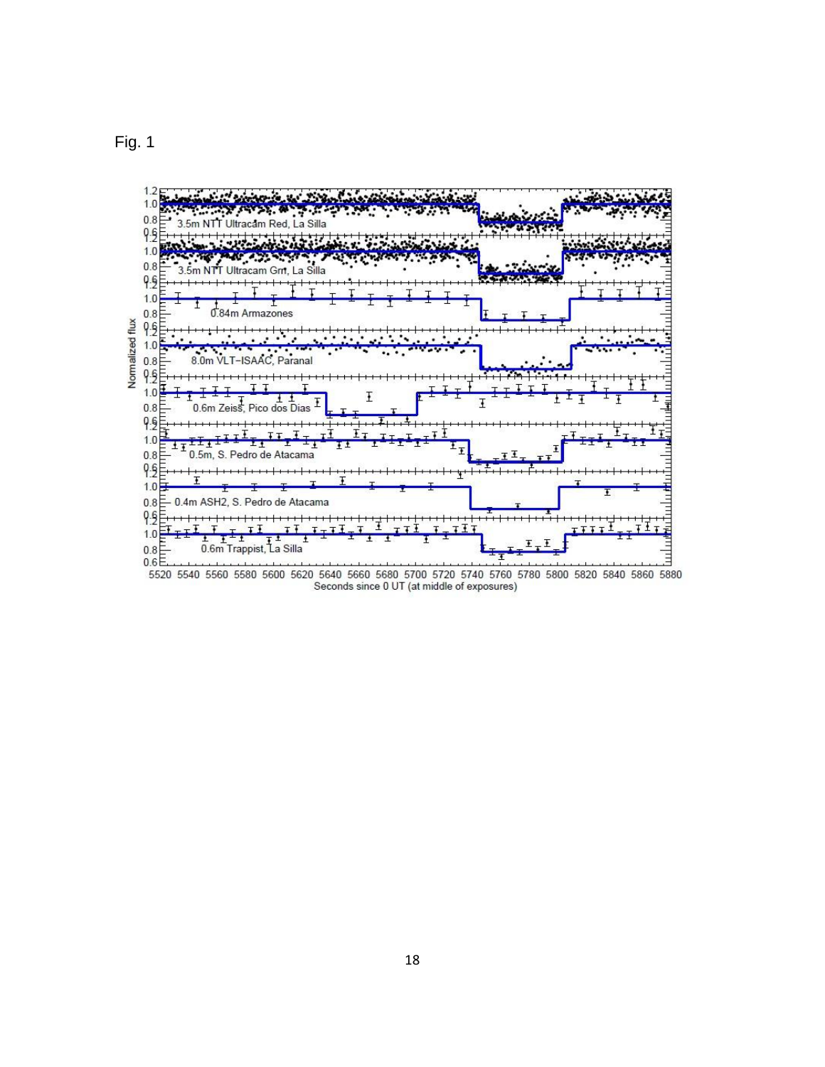Fig. 1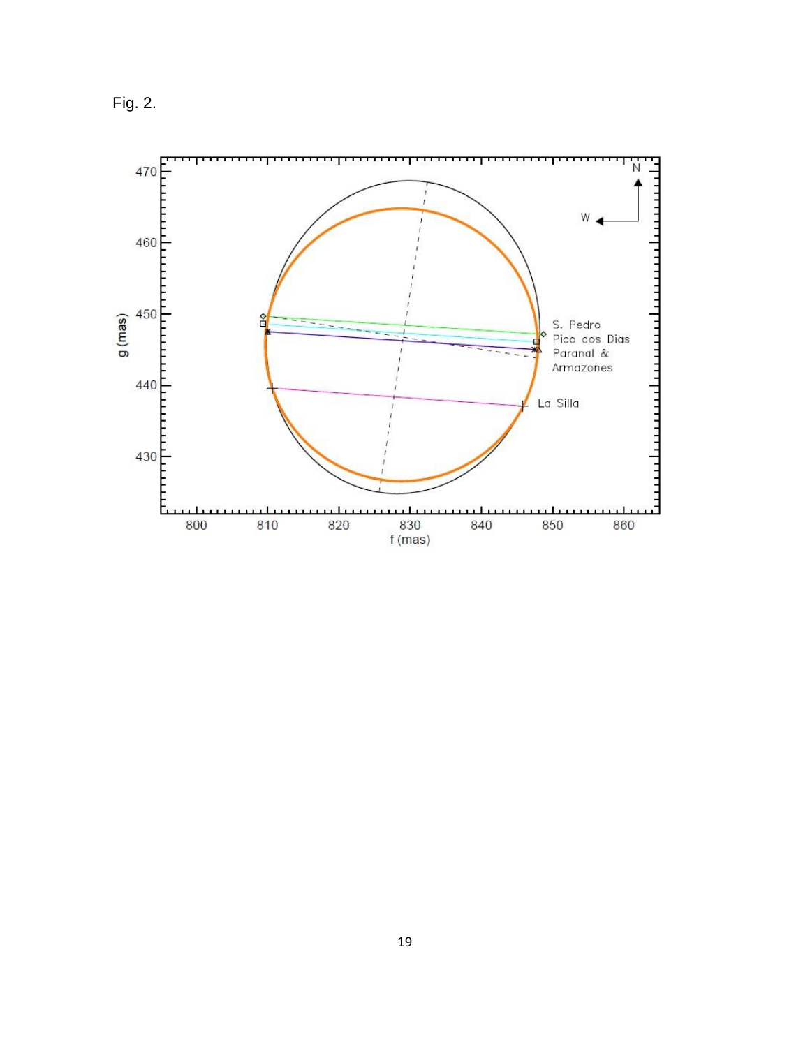Fig. 2.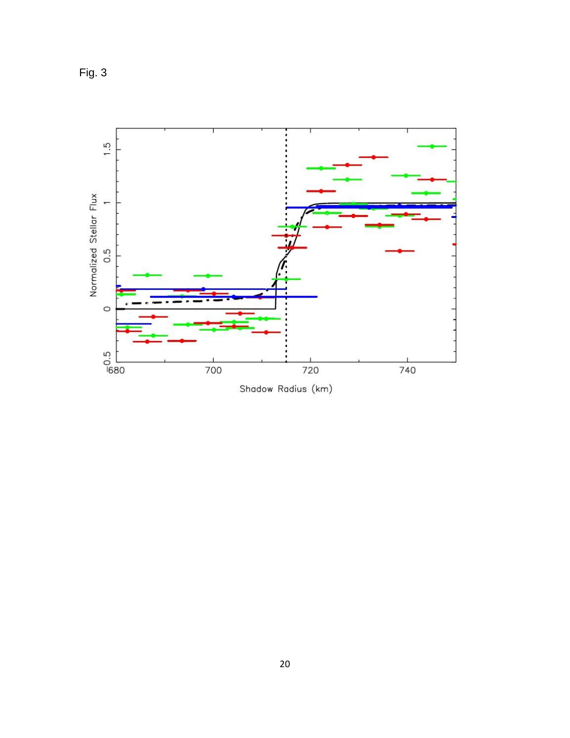Fig. 3

Normalized Stellar Flux

1.5
1
0.5
0
-0.5

680
700
720
740

Shadow Radius (km)